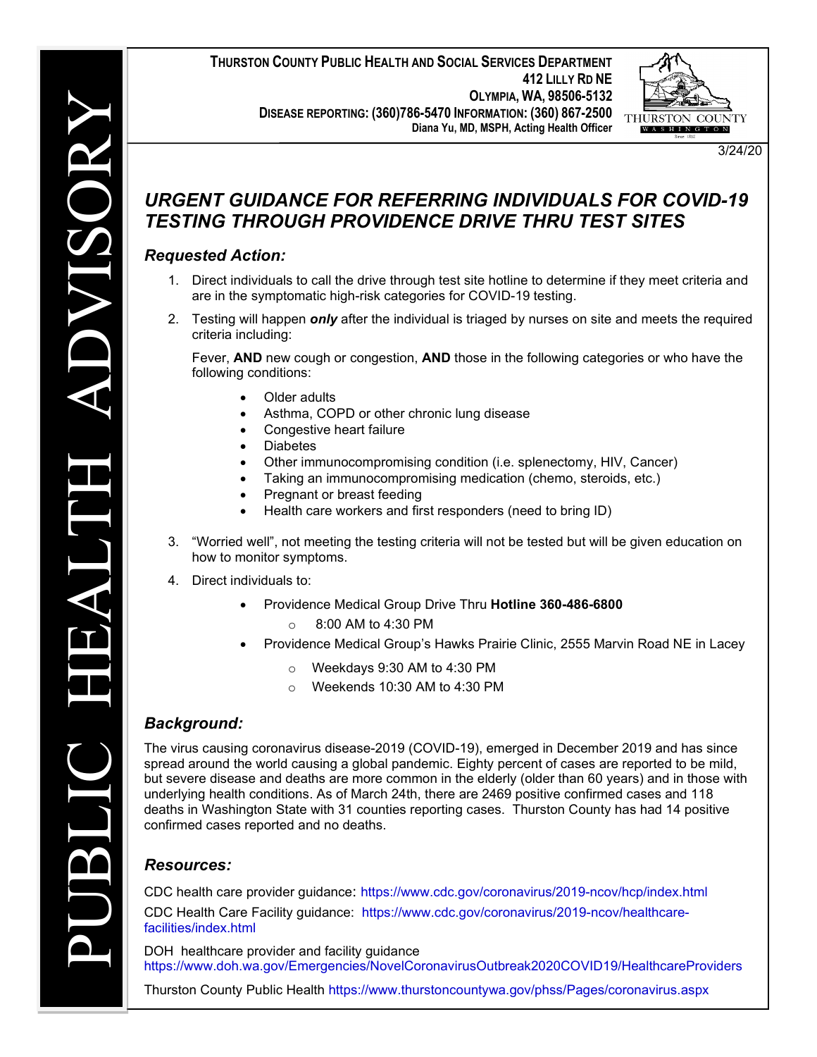PUBLIC HEALTH ADVISORY

**THURSTON COUNTY PUBLIC HEALTH AND SOCIAL SERVICES DEPARTMENT**
**412 LILLY RD NE**
**OLYMPIA, WA, 98506-5132**
**DISEASE REPORTING: (360)786-5470 INFORMATION: (360) 867-2500**
**Diana Yu, MD, MSPH, Acting Health Officer**

3/24/20

# *URGENT GUIDANCE FOR REFERRING INDIVIDUALS FOR COVID-19 TESTING THROUGH PROVIDENCE DRIVE THRU TEST SITES*

## *Requested Action:*

1. Direct individuals to call the drive through test site hotline to determine if they meet criteria and are in the symptomatic high-risk categories for COVID-19 testing.
2. Testing will happen ***only*** after the individual is triaged by nurses on site and meets the required criteria including:

   Fever, **AND** new cough or congestion, **AND** those in the following categories or who have the following conditions:

   - Older adults
   - Asthma, COPD or other chronic lung disease
   - Congestive heart failure
   - Diabetes
   - Other immunocompromising condition (i.e. splenectomy, HIV, Cancer)
   - Taking an immunocompromising medication (chemo, steroids, etc.)
   - Pregnant or breast feeding
   - Health care workers and first responders (need to bring ID)

3. "Worried well", not meeting the testing criteria will not be tested but will be given education on how to monitor symptoms.
4. Direct individuals to:
   - Providence Medical Group Drive Thru **Hotline 360-486-6800**
     - 8:00 AM to 4:30 PM
   - Providence Medical Group's Hawks Prairie Clinic, 2555 Marvin Road NE in Lacey
     - Weekdays 9:30 AM to 4:30 PM
     - Weekends 10:30 AM to 4:30 PM

## *Background:*

The virus causing coronavirus disease-2019 (COVID-19), emerged in December 2019 and has since spread around the world causing a global pandemic. Eighty percent of cases are reported to be mild, but severe disease and deaths are more common in the elderly (older than 60 years) and in those with underlying health conditions. As of March 24th, there are 2469 positive confirmed cases and 118 deaths in Washington State with 31 counties reporting cases. Thurston County has had 14 positive confirmed cases reported and no deaths.

## *Resources:*

CDC health care provider guidance: https://www.cdc.gov/coronavirus/2019-ncov/hcp/index.html

CDC Health Care Facility guidance: https://www.cdc.gov/coronavirus/2019-ncov/healthcare-facilities/index.html

DOH healthcare provider and facility guidance
https://www.doh.wa.gov/Emergencies/NovelCoronavirusOutbreak2020COVID19/HealthcareProviders

Thurston County Public Health https://www.thurstoncountywa.gov/phss/Pages/coronavirus.aspx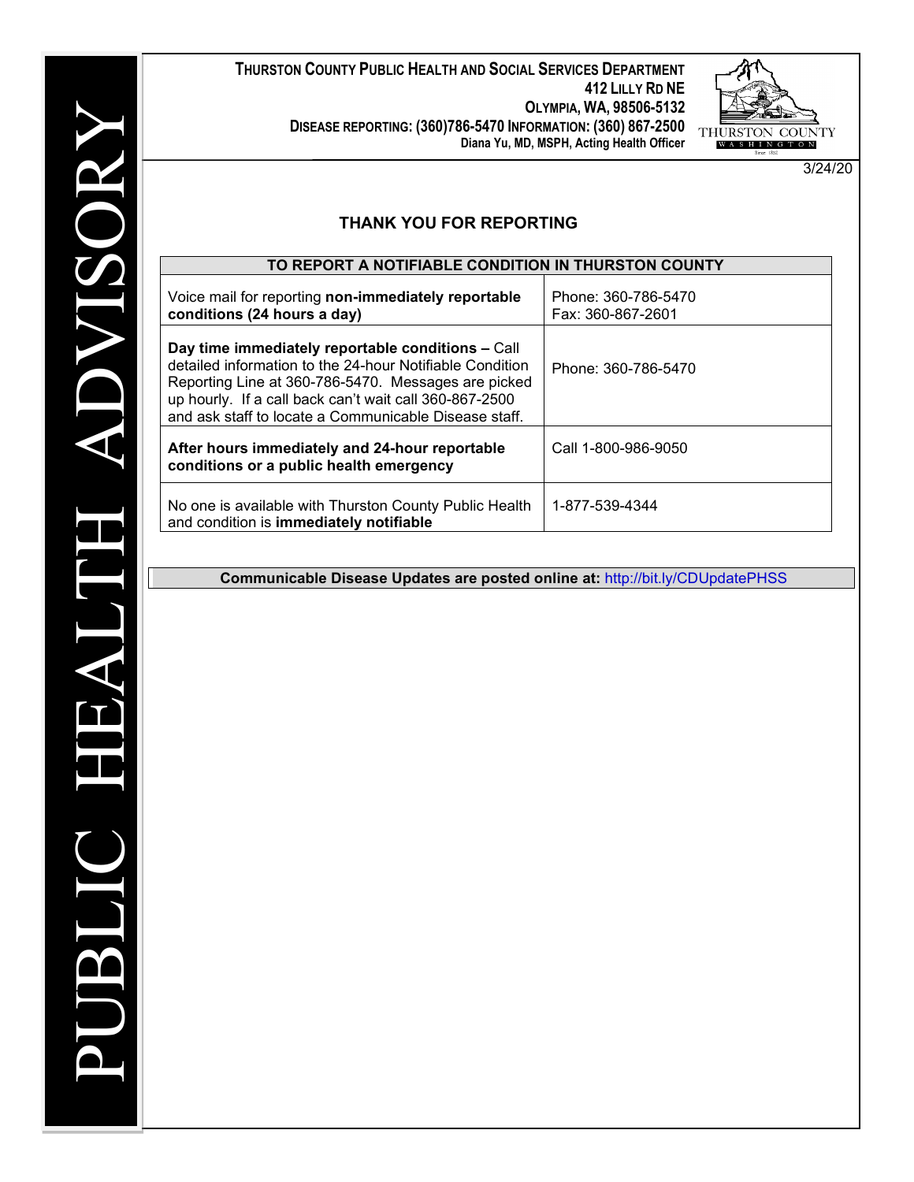# PUBLIC HEALTH ADVISORY

**THURSTON COUNTY PUBLIC HEALTH AND SOCIAL SERVICES DEPARTMENT**
**412 LILLY RD NE**
**OLYMPIA, WA, 98506-5132**
**DISEASE REPORTING: (360)786-5470 INFORMATION: (360) 867-2500**
**Diana Yu, MD, MSPH, Acting Health Officer**

THURSTON COUNTY
WASHINGTON

3/24/20

## THANK YOU FOR REPORTING

| TO REPORT A NOTIFIABLE CONDITION IN THURSTON COUNTY | |
|---|---|
| Voice mail for reporting **non-immediately reportable conditions (24 hours a day)** | Phone: 360-786-5470<br>Fax: 360-867-2601 |
| **Day time immediately reportable conditions –** Call detailed information to the 24-hour Notifiable Condition Reporting Line at 360-786-5470. Messages are picked up hourly. If a call back can't wait call 360-867-2500 and ask staff to locate a Communicable Disease staff. | Phone: 360-786-5470 |
| **After hours immediately and 24-hour reportable conditions or a public health emergency** | Call 1-800-986-9050 |
| No one is available with Thurston County Public Health and condition is **immediately notifiable** | 1-877-539-4344 |

**Communicable Disease Updates are posted online at:** http://bit.ly/CDUpdatePHSS